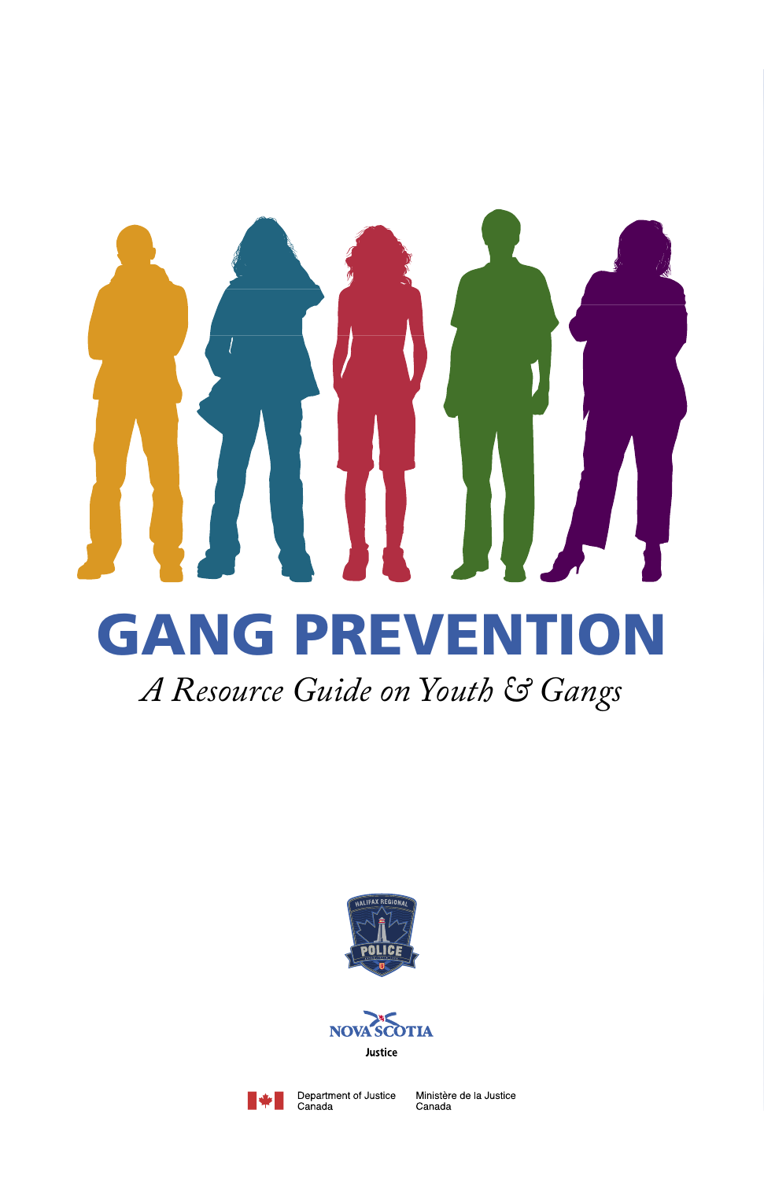# GANG PREVENTION

*A Resource Guide on Youth & Gangs*

HALIFAX REGIONAL POLICE

NOVA SCOTIA
Justice

Department of Justice Canada | Ministère de la Justice Canada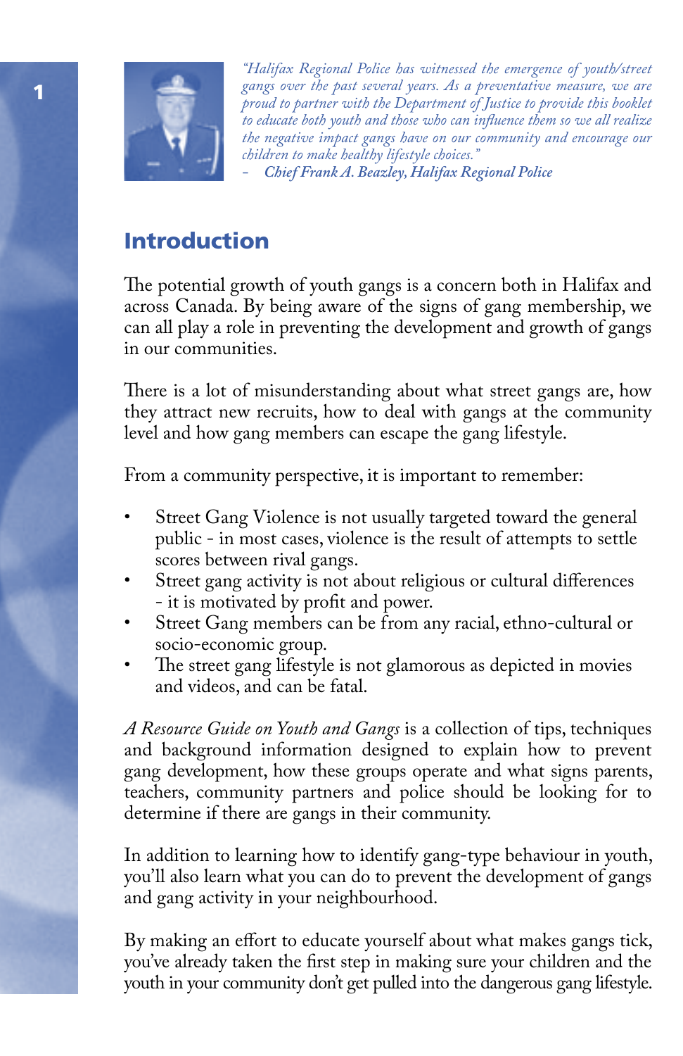*"Halifax Regional Police has witnessed the emergence of youth/street gangs over the past several years. As a preventative measure, we are proud to partner with the Department of Justice to provide this booklet to educate both youth and those who can influence them so we all realize the negative impact gangs have on our community and encourage our children to make healthy lifestyle choices."*

*– Chief Frank A. Beazley, Halifax Regional Police*

## Introduction

The potential growth of youth gangs is a concern both in Halifax and across Canada. By being aware of the signs of gang membership, we can all play a role in preventing the development and growth of gangs in our communities.

There is a lot of misunderstanding about what street gangs are, how they attract new recruits, how to deal with gangs at the community level and how gang members can escape the gang lifestyle.

From a community perspective, it is important to remember:

- Street Gang Violence is not usually targeted toward the general public - in most cases, violence is the result of attempts to settle scores between rival gangs.
- Street gang activity is not about religious or cultural differences - it is motivated by profit and power.
- Street Gang members can be from any racial, ethno-cultural or socio-economic group.
- The street gang lifestyle is not glamorous as depicted in movies and videos, and can be fatal.

*A Resource Guide on Youth and Gangs* is a collection of tips, techniques and background information designed to explain how to prevent gang development, how these groups operate and what signs parents, teachers, community partners and police should be looking for to determine if there are gangs in their community.

In addition to learning how to identify gang-type behaviour in youth, you'll also learn what you can do to prevent the development of gangs and gang activity in your neighbourhood.

By making an effort to educate yourself about what makes gangs tick, you've already taken the first step in making sure your children and the youth in your community don't get pulled into the dangerous gang lifestyle.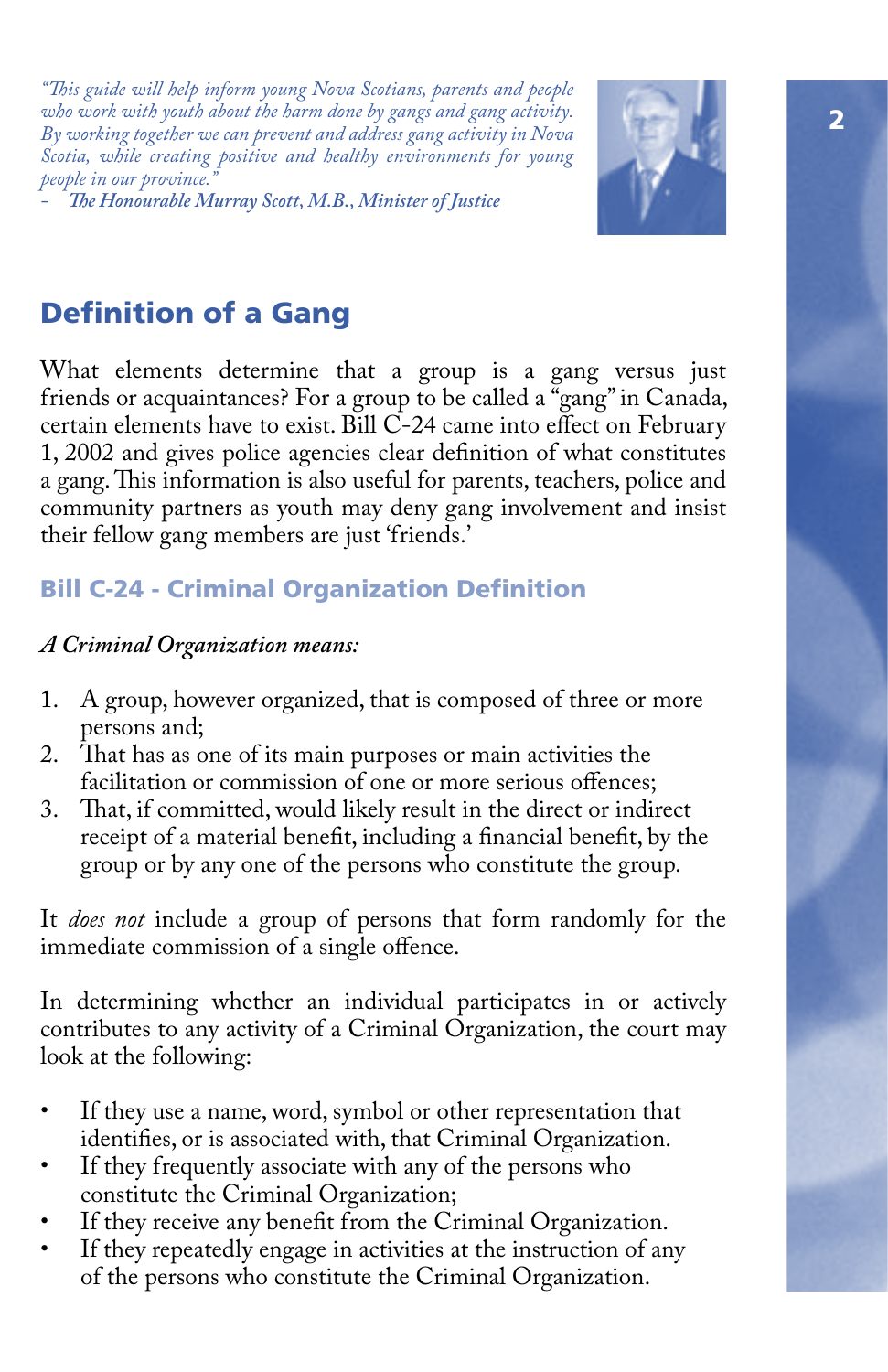*"This guide will help inform young Nova Scotians, parents and people who work with youth about the harm done by gangs and gang activity. By working together we can prevent and address gang activity in Nova Scotia, while creating positive and healthy environments for young people in our province."*

*– The Honourable Murray Scott, M.B., Minister of Justice*

## Definition of a Gang

What elements determine that a group is a gang versus just friends or acquaintances? For a group to be called a "gang" in Canada, certain elements have to exist. Bill C-24 came into effect on February 1, 2002 and gives police agencies clear definition of what constitutes a gang. This information is also useful for parents, teachers, police and community partners as youth may deny gang involvement and insist their fellow gang members are just 'friends.'

### Bill C-24 - Criminal Organization Definition

*A Criminal Organization means:*

1. A group, however organized, that is composed of three or more persons and;
2. That has as one of its main purposes or main activities the facilitation or commission of one or more serious offences;
3. That, if committed, would likely result in the direct or indirect receipt of a material benefit, including a financial benefit, by the group or by any one of the persons who constitute the group.

It *does not* include a group of persons that form randomly for the immediate commission of a single offence.

In determining whether an individual participates in or actively contributes to any activity of a Criminal Organization, the court may look at the following:

- If they use a name, word, symbol or other representation that identifies, or is associated with, that Criminal Organization.
- If they frequently associate with any of the persons who constitute the Criminal Organization;
- If they receive any benefit from the Criminal Organization.
- If they repeatedly engage in activities at the instruction of any of the persons who constitute the Criminal Organization.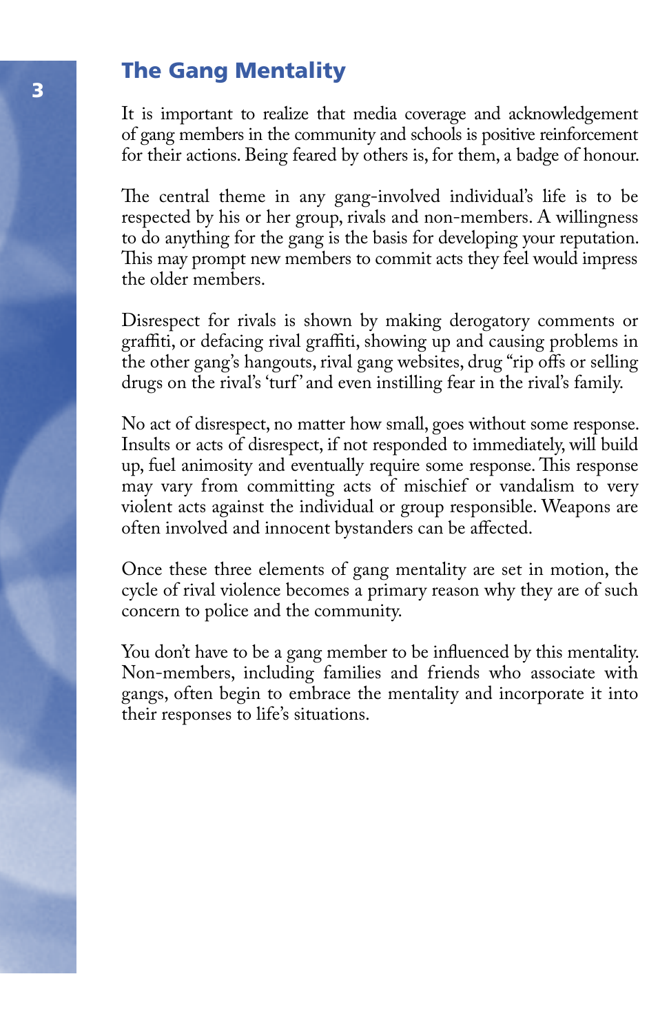## The Gang Mentality

It is important to realize that media coverage and acknowledgement of gang members in the community and schools is positive reinforcement for their actions. Being feared by others is, for them, a badge of honour.

The central theme in any gang-involved individual's life is to be respected by his or her group, rivals and non-members. A willingness to do anything for the gang is the basis for developing your reputation. This may prompt new members to commit acts they feel would impress the older members.

Disrespect for rivals is shown by making derogatory comments or graffiti, or defacing rival graffiti, showing up and causing problems in the other gang's hangouts, rival gang websites, drug "rip offs or selling drugs on the rival's 'turf' and even instilling fear in the rival's family.

No act of disrespect, no matter how small, goes without some response. Insults or acts of disrespect, if not responded to immediately, will build up, fuel animosity and eventually require some response. This response may vary from committing acts of mischief or vandalism to very violent acts against the individual or group responsible. Weapons are often involved and innocent bystanders can be affected.

Once these three elements of gang mentality are set in motion, the cycle of rival violence becomes a primary reason why they are of such concern to police and the community.

You don't have to be a gang member to be influenced by this mentality. Non-members, including families and friends who associate with gangs, often begin to embrace the mentality and incorporate it into their responses to life's situations.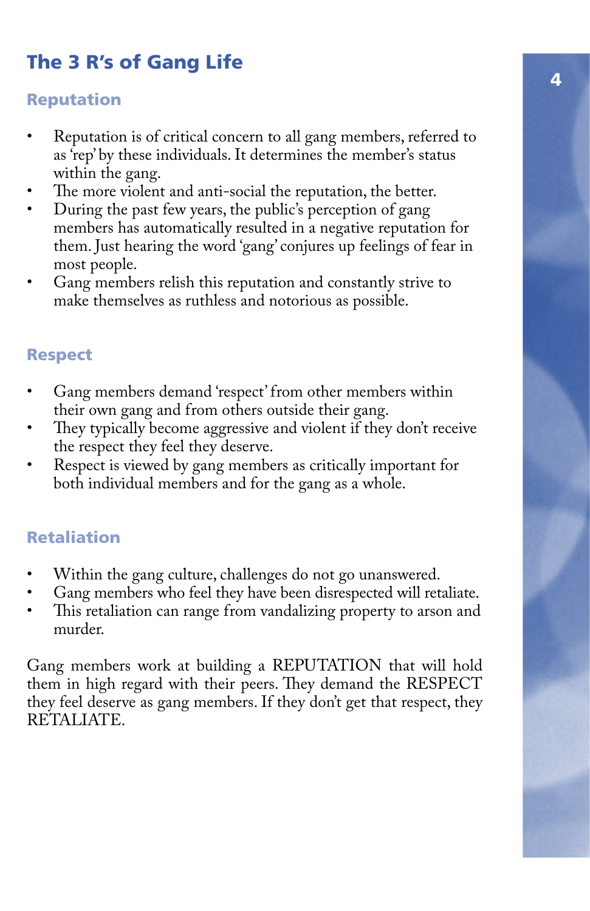## The 3 R's of Gang Life

### Reputation

- Reputation is of critical concern to all gang members, referred to as 'rep' by these individuals. It determines the member's status within the gang.
- The more violent and anti-social the reputation, the better.
- During the past few years, the public's perception of gang members has automatically resulted in a negative reputation for them. Just hearing the word 'gang' conjures up feelings of fear in most people.
- Gang members relish this reputation and constantly strive to make themselves as ruthless and notorious as possible.

### Respect

- Gang members demand 'respect' from other members within their own gang and from others outside their gang.
- They typically become aggressive and violent if they don't receive the respect they feel they deserve.
- Respect is viewed by gang members as critically important for both individual members and for the gang as a whole.

### Retaliation

- Within the gang culture, challenges do not go unanswered.
- Gang members who feel they have been disrespected will retaliate.
- This retaliation can range from vandalizing property to arson and murder.

Gang members work at building a REPUTATION that will hold them in high regard with their peers. They demand the RESPECT they feel deserve as gang members. If they don't get that respect, they RETALIATE.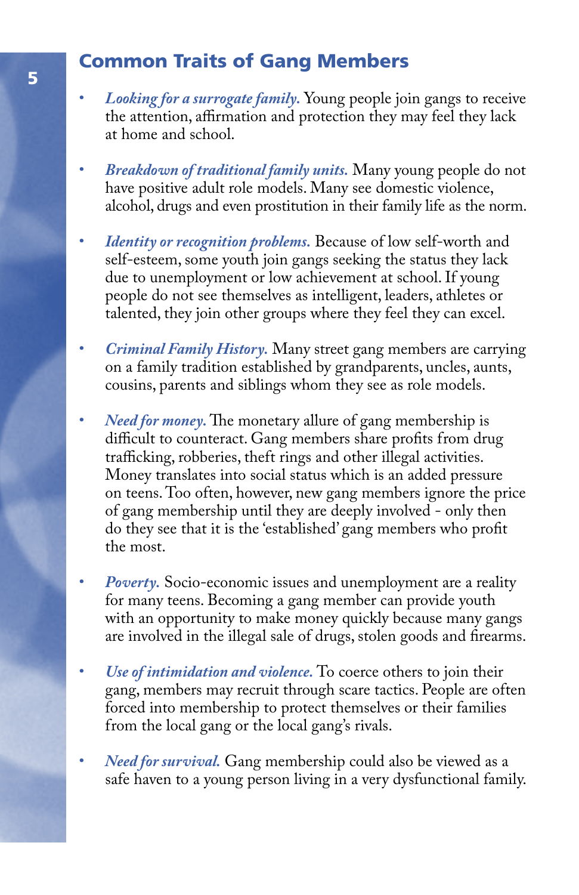## Common Traits of Gang Members

- *Looking for a surrogate family.* Young people join gangs to receive the attention, affirmation and protection they may feel they lack at home and school.

- *Breakdown of traditional family units.* Many young people do not have positive adult role models. Many see domestic violence, alcohol, drugs and even prostitution in their family life as the norm.

- *Identity or recognition problems.* Because of low self-worth and self-esteem, some youth join gangs seeking the status they lack due to unemployment or low achievement at school. If young people do not see themselves as intelligent, leaders, athletes or talented, they join other groups where they feel they can excel.

- *Criminal Family History.* Many street gang members are carrying on a family tradition established by grandparents, uncles, aunts, cousins, parents and siblings whom they see as role models.

- *Need for money.* The monetary allure of gang membership is difficult to counteract. Gang members share profits from drug trafficking, robberies, theft rings and other illegal activities. Money translates into social status which is an added pressure on teens. Too often, however, new gang members ignore the price of gang membership until they are deeply involved - only then do they see that it is the 'established' gang members who profit the most.

- *Poverty.* Socio-economic issues and unemployment are a reality for many teens. Becoming a gang member can provide youth with an opportunity to make money quickly because many gangs are involved in the illegal sale of drugs, stolen goods and firearms.

- *Use of intimidation and violence.* To coerce others to join their gang, members may recruit through scare tactics. People are often forced into membership to protect themselves or their families from the local gang or the local gang's rivals.

- *Need for survival.* Gang membership could also be viewed as a safe haven to a young person living in a very dysfunctional family.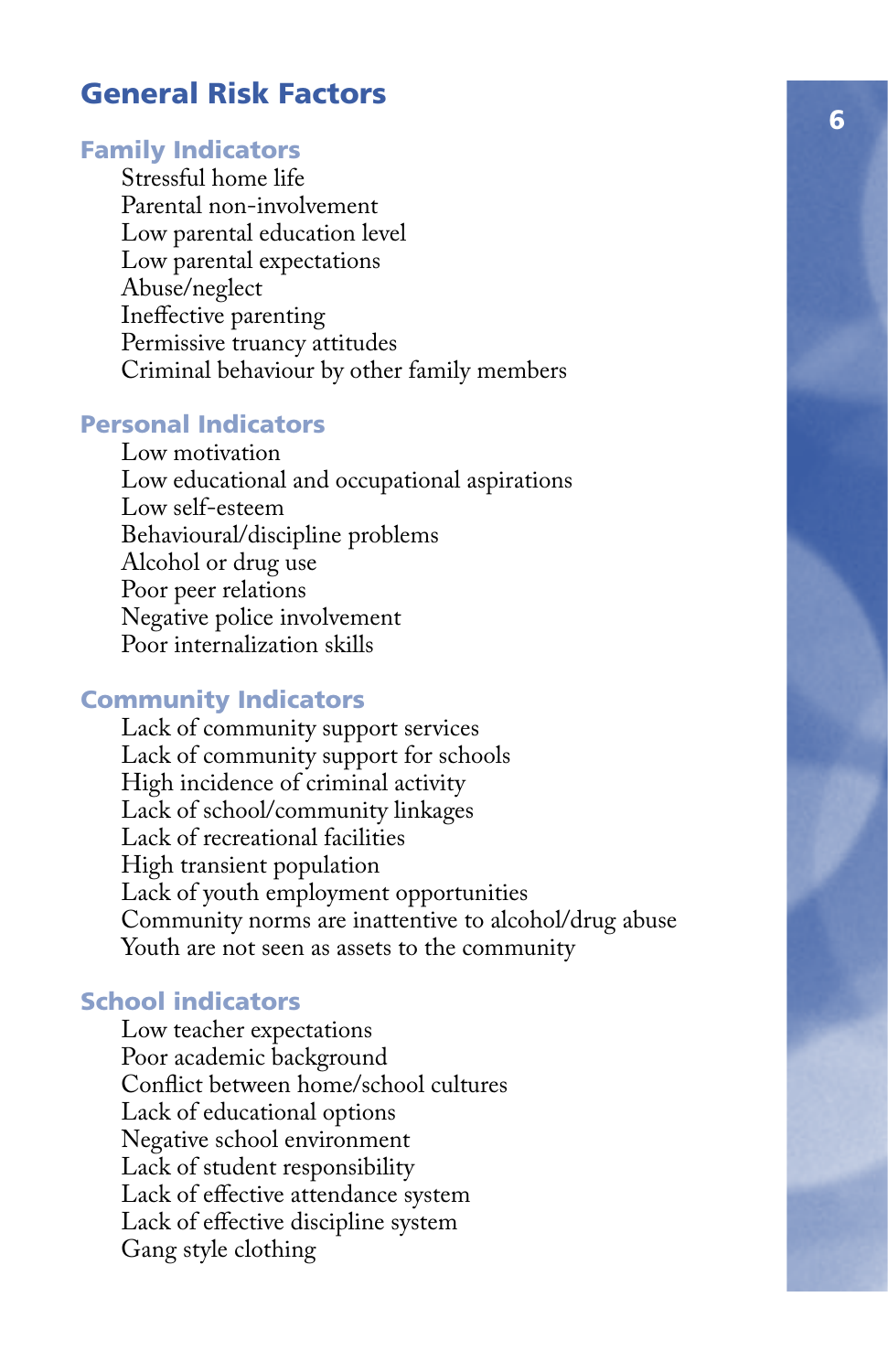# General Risk Factors

## Family Indicators

- Stressful home life
- Parental non-involvement
- Low parental education level
- Low parental expectations
- Abuse/neglect
- Ineffective parenting
- Permissive truancy attitudes
- Criminal behaviour by other family members

## Personal Indicators

- Low motivation
- Low educational and occupational aspirations
- Low self-esteem
- Behavioural/discipline problems
- Alcohol or drug use
- Poor peer relations
- Negative police involvement
- Poor internalization skills

## Community Indicators

- Lack of community support services
- Lack of community support for schools
- High incidence of criminal activity
- Lack of school/community linkages
- Lack of recreational facilities
- High transient population
- Lack of youth employment opportunities
- Community norms are inattentive to alcohol/drug abuse
- Youth are not seen as assets to the community

## School indicators

- Low teacher expectations
- Poor academic background
- Conflict between home/school cultures
- Lack of educational options
- Negative school environment
- Lack of student responsibility
- Lack of effective attendance system
- Lack of effective discipline system
- Gang style clothing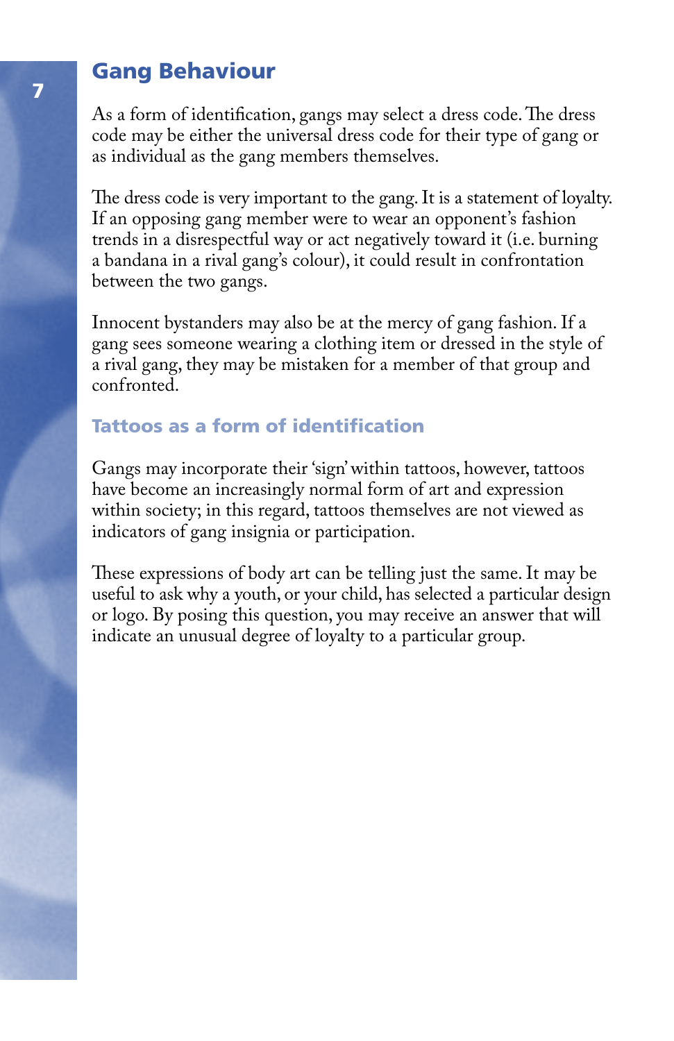## Gang Behaviour

As a form of identification, gangs may select a dress code. The dress code may be either the universal dress code for their type of gang or as individual as the gang members themselves.

The dress code is very important to the gang. It is a statement of loyalty. If an opposing gang member were to wear an opponent's fashion trends in a disrespectful way or act negatively toward it (i.e. burning a bandana in a rival gang's colour), it could result in confrontation between the two gangs.

Innocent bystanders may also be at the mercy of gang fashion. If a gang sees someone wearing a clothing item or dressed in the style of a rival gang, they may be mistaken for a member of that group and confronted.

### Tattoos as a form of identification

Gangs may incorporate their 'sign' within tattoos, however, tattoos have become an increasingly normal form of art and expression within society; in this regard, tattoos themselves are not viewed as indicators of gang insignia or participation.

These expressions of body art can be telling just the same. It may be useful to ask why a youth, or your child, has selected a particular design or logo. By posing this question, you may receive an answer that will indicate an unusual degree of loyalty to a particular group.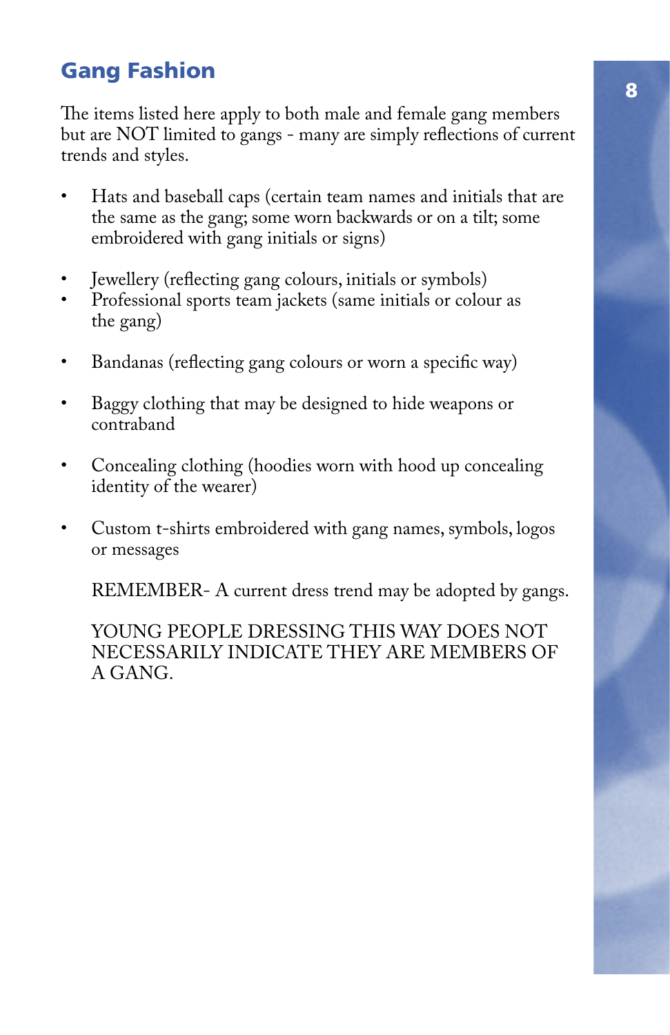## Gang Fashion

The items listed here apply to both male and female gang members but are NOT limited to gangs - many are simply reflections of current trends and styles.

- Hats and baseball caps (certain team names and initials that are the same as the gang; some worn backwards or on a tilt; some embroidered with gang initials or signs)
- Jewellery (reflecting gang colours, initials or symbols)
- Professional sports team jackets (same initials or colour as the gang)
- Bandanas (reflecting gang colours or worn a specific way)
- Baggy clothing that may be designed to hide weapons or contraband
- Concealing clothing (hoodies worn with hood up concealing identity of the wearer)
- Custom t-shirts embroidered with gang names, symbols, logos or messages

REMEMBER- A current dress trend may be adopted by gangs.

YOUNG PEOPLE DRESSING THIS WAY DOES NOT NECESSARILY INDICATE THEY ARE MEMBERS OF A GANG.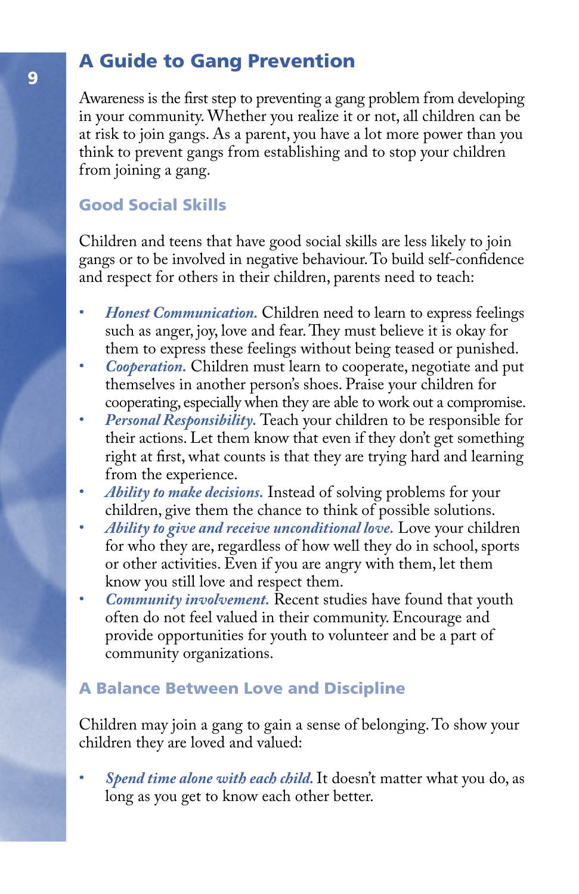## A Guide to Gang Prevention

Awareness is the first step to preventing a gang problem from developing in your community. Whether you realize it or not, all children can be at risk to join gangs. As a parent, you have a lot more power than you think to prevent gangs from establishing and to stop your children from joining a gang.

### Good Social Skills

Children and teens that have good social skills are less likely to join gangs or to be involved in negative behaviour. To build self-confidence and respect for others in their children, parents need to teach:

- *Honest Communication.* Children need to learn to express feelings such as anger, joy, love and fear. They must believe it is okay for them to express these feelings without being teased or punished.
- *Cooperation.* Children must learn to cooperate, negotiate and put themselves in another person's shoes. Praise your children for cooperating, especially when they are able to work out a compromise.
- *Personal Responsibility.* Teach your children to be responsible for their actions. Let them know that even if they don't get something right at first, what counts is that they are trying hard and learning from the experience.
- *Ability to make decisions.* Instead of solving problems for your children, give them the chance to think of possible solutions.
- *Ability to give and receive unconditional love.* Love your children for who they are, regardless of how well they do in school, sports or other activities. Even if you are angry with them, let them know you still love and respect them.
- *Community involvement.* Recent studies have found that youth often do not feel valued in their community. Encourage and provide opportunities for youth to volunteer and be a part of community organizations.

### A Balance Between Love and Discipline

Children may join a gang to gain a sense of belonging. To show your children they are loved and valued:

- *Spend time alone with each child.* It doesn't matter what you do, as long as you get to know each other better.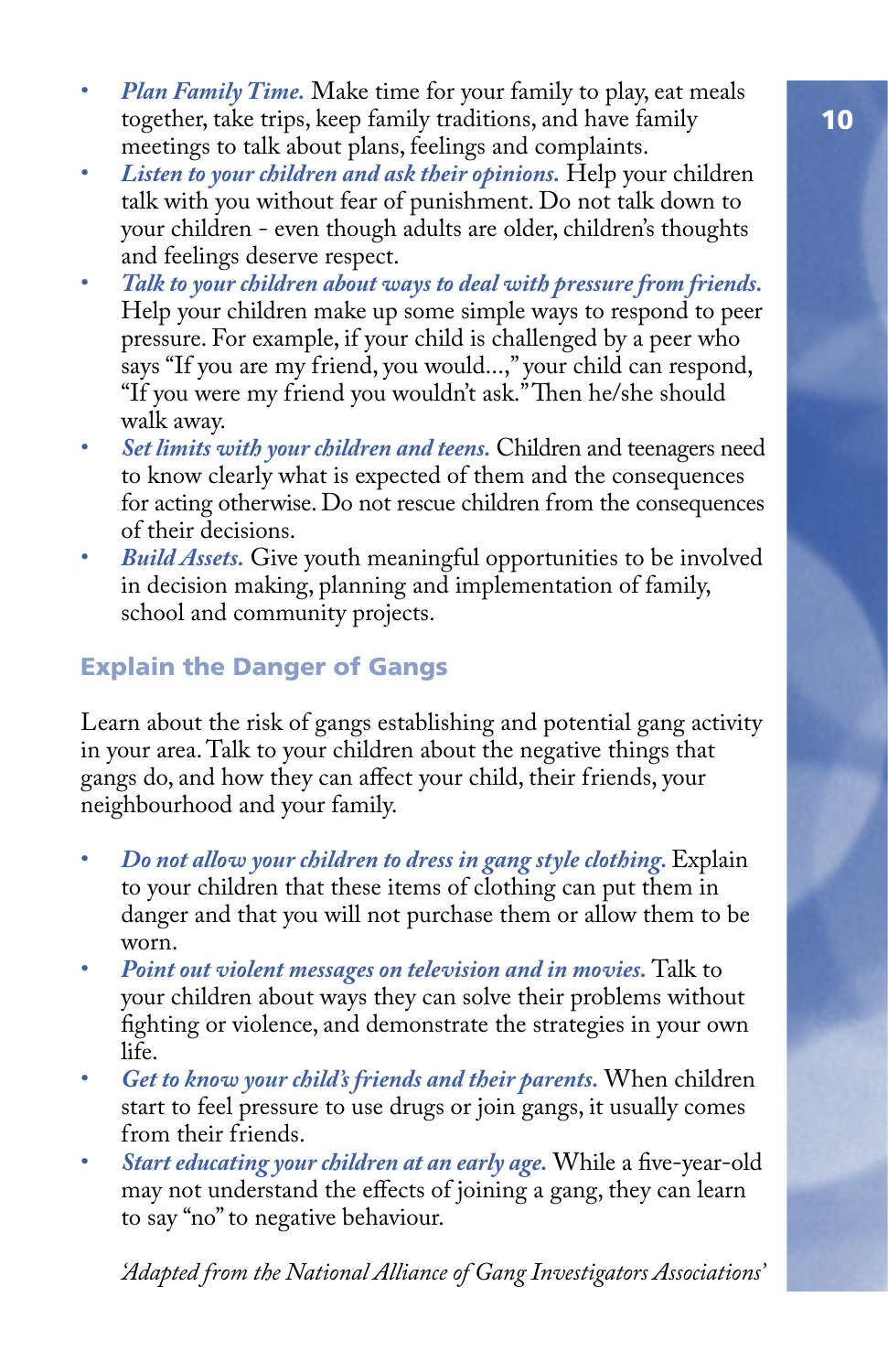- *Plan Family Time.* Make time for your family to play, eat meals together, take trips, keep family traditions, and have family meetings to talk about plans, feelings and complaints.
- *Listen to your children and ask their opinions.* Help your children talk with you without fear of punishment. Do not talk down to your children - even though adults are older, children's thoughts and feelings deserve respect.
- *Talk to your children about ways to deal with pressure from friends.* Help your children make up some simple ways to respond to peer pressure. For example, if your child is challenged by a peer who says "If you are my friend, you would...," your child can respond, "If you were my friend you wouldn't ask." Then he/she should walk away.
- *Set limits with your children and teens.* Children and teenagers need to know clearly what is expected of them and the consequences for acting otherwise. Do not rescue children from the consequences of their decisions.
- *Build Assets.* Give youth meaningful opportunities to be involved in decision making, planning and implementation of family, school and community projects.

## Explain the Danger of Gangs

Learn about the risk of gangs establishing and potential gang activity in your area. Talk to your children about the negative things that gangs do, and how they can affect your child, their friends, your neighbourhood and your family.

- *Do not allow your children to dress in gang style clothing.* Explain to your children that these items of clothing can put them in danger and that you will not purchase them or allow them to be worn.
- *Point out violent messages on television and in movies.* Talk to your children about ways they can solve their problems without fighting or violence, and demonstrate the strategies in your own life.
- *Get to know your child's friends and their parents.* When children start to feel pressure to use drugs or join gangs, it usually comes from their friends.
- *Start educating your children at an early age.* While a five-year-old may not understand the effects of joining a gang, they can learn to say "no" to negative behaviour.

*Adapted from the National Alliance of Gang Investigators Associations'*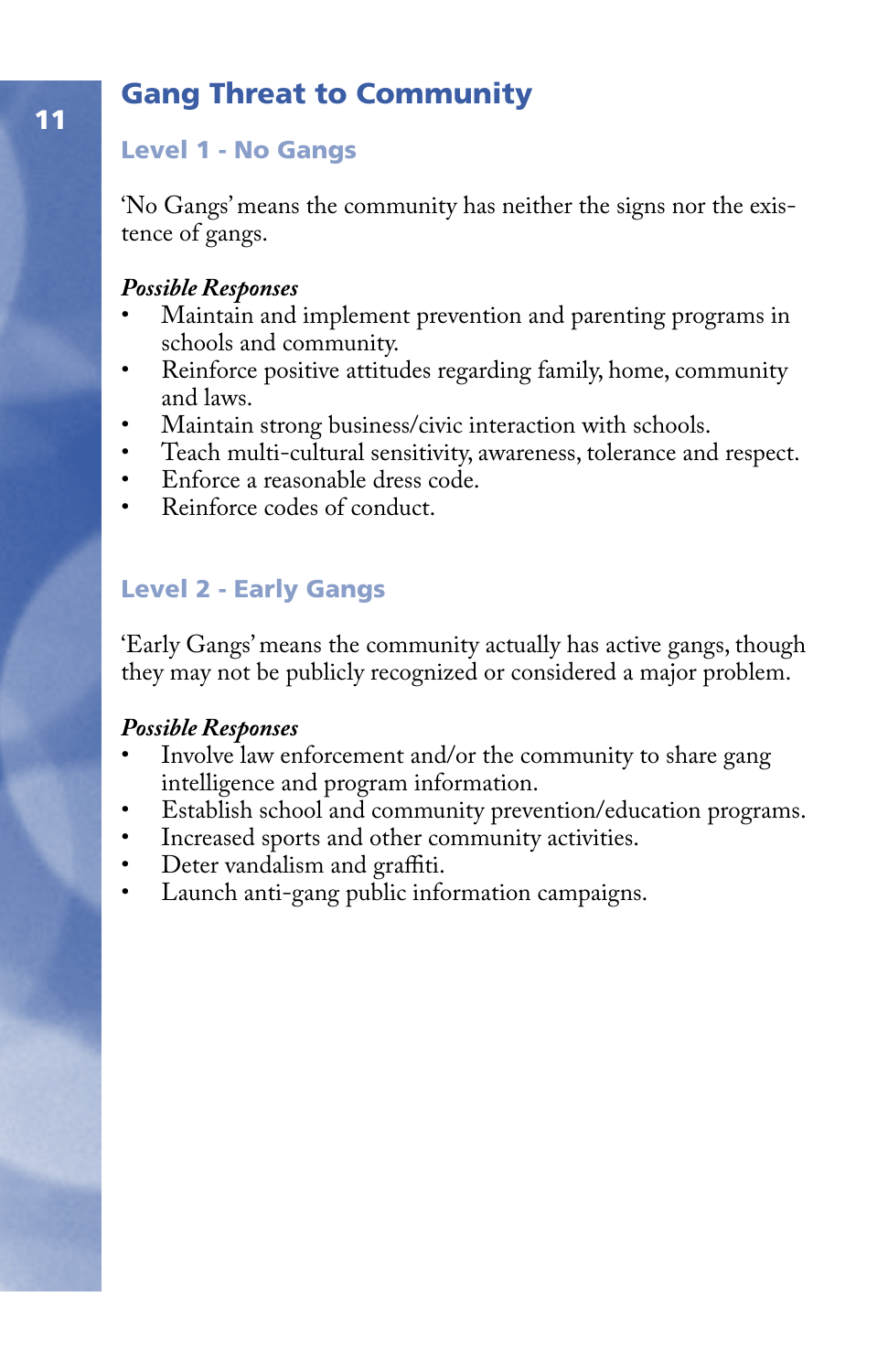# Gang Threat to Community

## Level 1 - No Gangs

'No Gangs' means the community has neither the signs nor the existence of gangs.

***Possible Responses***

- Maintain and implement prevention and parenting programs in schools and community.
- Reinforce positive attitudes regarding family, home, community and laws.
- Maintain strong business/civic interaction with schools.
- Teach multi-cultural sensitivity, awareness, tolerance and respect.
- Enforce a reasonable dress code.
- Reinforce codes of conduct.

## Level 2 - Early Gangs

'Early Gangs' means the community actually has active gangs, though they may not be publicly recognized or considered a major problem.

***Possible Responses***

- Involve law enforcement and/or the community to share gang intelligence and program information.
- Establish school and community prevention/education programs.
- Increased sports and other community activities.
- Deter vandalism and graffiti.
- Launch anti-gang public information campaigns.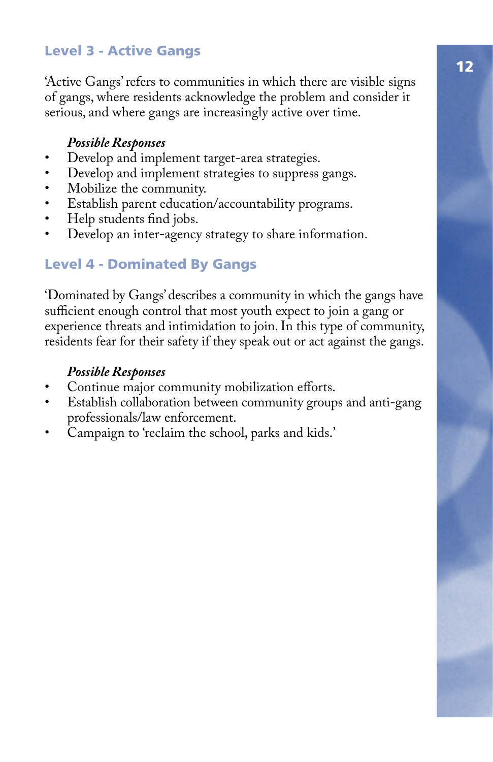### Level 3 - Active Gangs

'Active Gangs' refers to communities in which there are visible signs of gangs, where residents acknowledge the problem and consider it serious, and where gangs are increasingly active over time.

***Possible Responses***

- Develop and implement target-area strategies.
- Develop and implement strategies to suppress gangs.
- Mobilize the community.
- Establish parent education/accountability programs.
- Help students find jobs.
- Develop an inter-agency strategy to share information.

### Level 4 - Dominated By Gangs

'Dominated by Gangs' describes a community in which the gangs have sufficient enough control that most youth expect to join a gang or experience threats and intimidation to join. In this type of community, residents fear for their safety if they speak out or act against the gangs.

***Possible Responses***

- Continue major community mobilization efforts.
- Establish collaboration between community groups and anti-gang professionals/law enforcement.
- Campaign to 'reclaim the school, parks and kids.'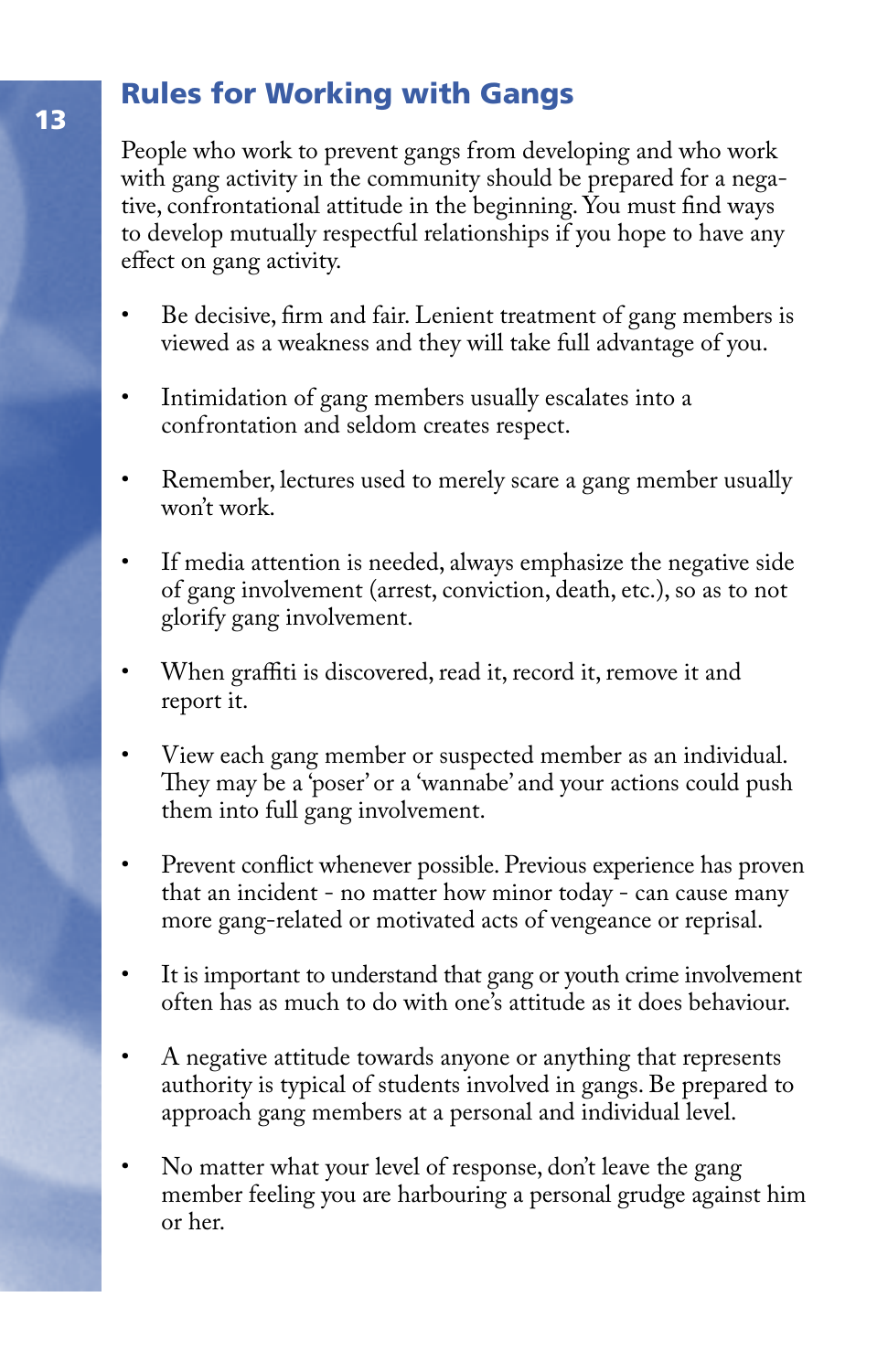## Rules for Working with Gangs

People who work to prevent gangs from developing and who work with gang activity in the community should be prepared for a negative, confrontational attitude in the beginning. You must find ways to develop mutually respectful relationships if you hope to have any effect on gang activity.

- Be decisive, firm and fair. Lenient treatment of gang members is viewed as a weakness and they will take full advantage of you.
- Intimidation of gang members usually escalates into a confrontation and seldom creates respect.
- Remember, lectures used to merely scare a gang member usually won't work.
- If media attention is needed, always emphasize the negative side of gang involvement (arrest, conviction, death, etc.), so as to not glorify gang involvement.
- When graffiti is discovered, read it, record it, remove it and report it.
- View each gang member or suspected member as an individual. They may be a 'poser' or a 'wannabe' and your actions could push them into full gang involvement.
- Prevent conflict whenever possible. Previous experience has proven that an incident - no matter how minor today - can cause many more gang-related or motivated acts of vengeance or reprisal.
- It is important to understand that gang or youth crime involvement often has as much to do with one's attitude as it does behaviour.
- A negative attitude towards anyone or anything that represents authority is typical of students involved in gangs. Be prepared to approach gang members at a personal and individual level.
- No matter what your level of response, don't leave the gang member feeling you are harbouring a personal grudge against him or her.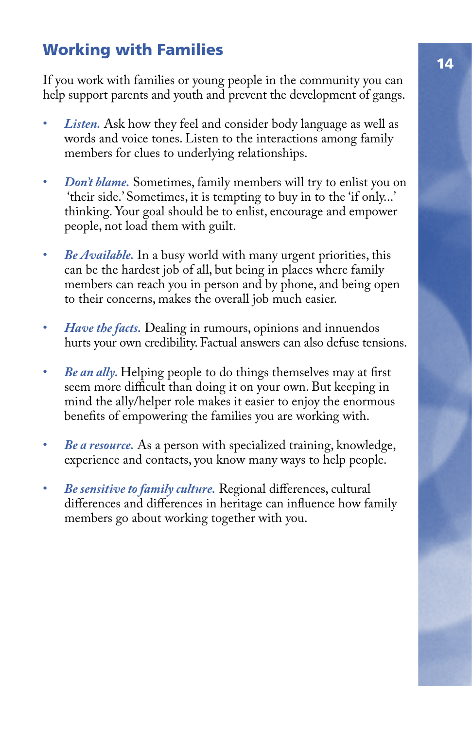## Working with Families

If you work with families or young people in the community you can help support parents and youth and prevent the development of gangs.

- *Listen.* Ask how they feel and consider body language as well as words and voice tones. Listen to the interactions among family members for clues to underlying relationships.
- *Don't blame.* Sometimes, family members will try to enlist you on 'their side.' Sometimes, it is tempting to buy in to the 'if only...' thinking. Your goal should be to enlist, encourage and empower people, not load them with guilt.
- *Be Available.* In a busy world with many urgent priorities, this can be the hardest job of all, but being in places where family members can reach you in person and by phone, and being open to their concerns, makes the overall job much easier.
- *Have the facts.* Dealing in rumours, opinions and innuendos hurts your own credibility. Factual answers can also defuse tensions.
- *Be an ally.* Helping people to do things themselves may at first seem more difficult than doing it on your own. But keeping in mind the ally/helper role makes it easier to enjoy the enormous benefits of empowering the families you are working with.
- *Be a resource.* As a person with specialized training, knowledge, experience and contacts, you know many ways to help people.
- *Be sensitive to family culture.* Regional differences, cultural differences and differences in heritage can influence how family members go about working together with you.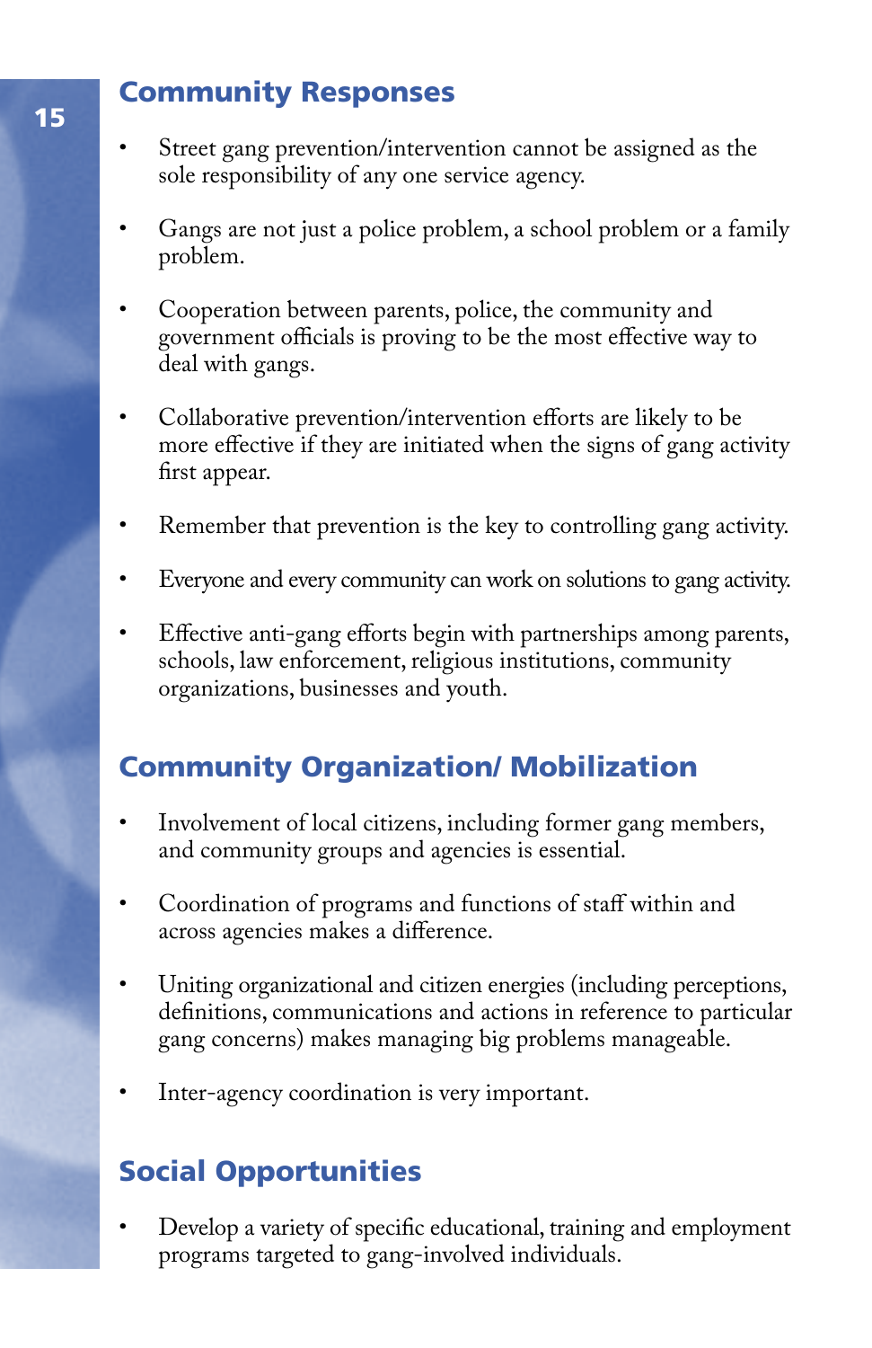## Community Responses

- Street gang prevention/intervention cannot be assigned as the sole responsibility of any one service agency.
- Gangs are not just a police problem, a school problem or a family problem.
- Cooperation between parents, police, the community and government officials is proving to be the most effective way to deal with gangs.
- Collaborative prevention/intervention efforts are likely to be more effective if they are initiated when the signs of gang activity first appear.
- Remember that prevention is the key to controlling gang activity.
- Everyone and every community can work on solutions to gang activity.
- Effective anti-gang efforts begin with partnerships among parents, schools, law enforcement, religious institutions, community organizations, businesses and youth.

## Community Organization/ Mobilization

- Involvement of local citizens, including former gang members, and community groups and agencies is essential.
- Coordination of programs and functions of staff within and across agencies makes a difference.
- Uniting organizational and citizen energies (including perceptions, definitions, communications and actions in reference to particular gang concerns) makes managing big problems manageable.
- Inter-agency coordination is very important.

## Social Opportunities

- Develop a variety of specific educational, training and employment programs targeted to gang-involved individuals.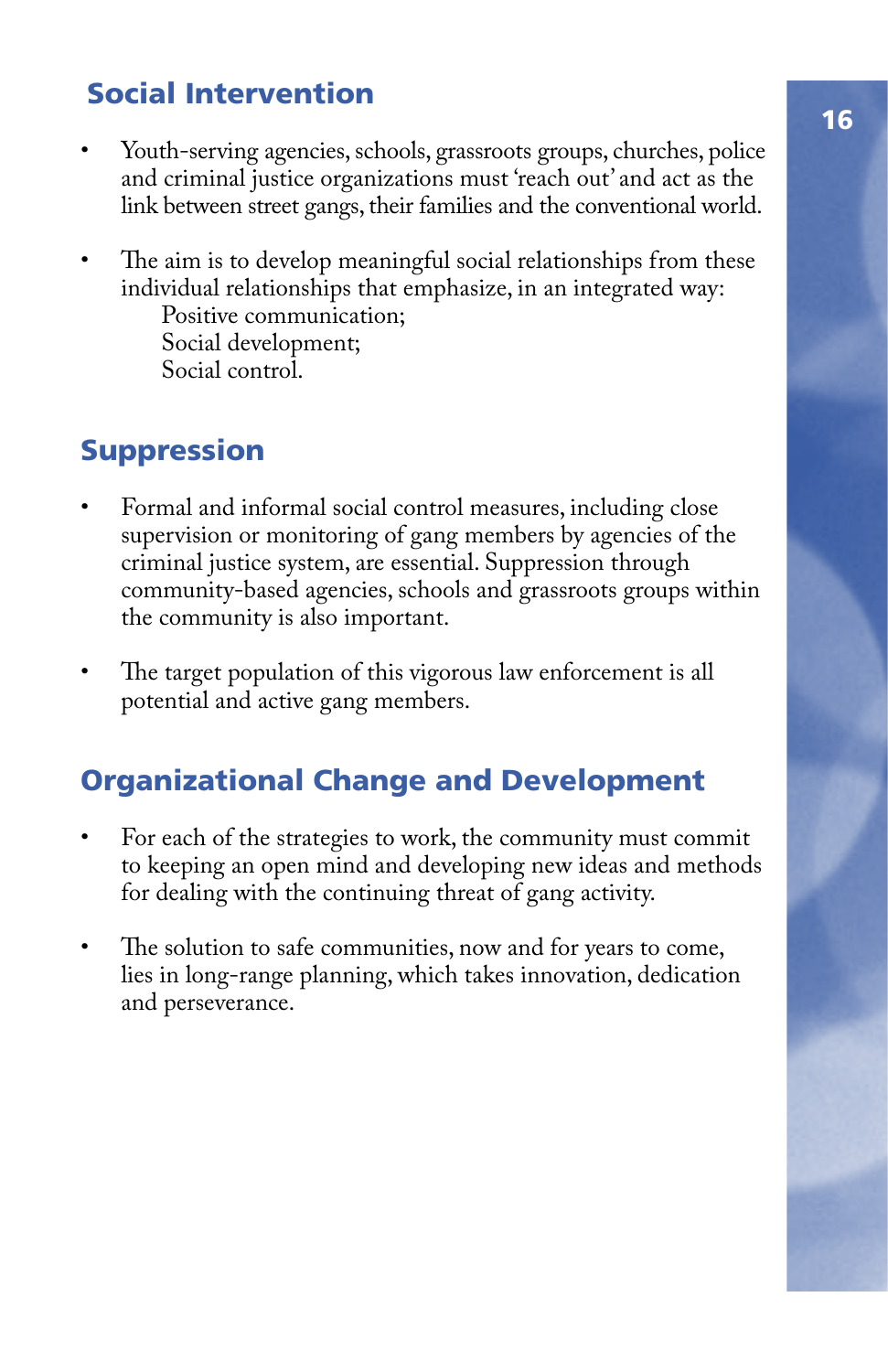## Social Intervention

- Youth-serving agencies, schools, grassroots groups, churches, police and criminal justice organizations must 'reach out' and act as the link between street gangs, their families and the conventional world.

- The aim is to develop meaningful social relationships from these individual relationships that emphasize, in an integrated way:
  - Positive communication;
  - Social development;
  - Social control.

## Suppression

- Formal and informal social control measures, including close supervision or monitoring of gang members by agencies of the criminal justice system, are essential. Suppression through community-based agencies, schools and grassroots groups within the community is also important.

- The target population of this vigorous law enforcement is all potential and active gang members.

## Organizational Change and Development

- For each of the strategies to work, the community must commit to keeping an open mind and developing new ideas and methods for dealing with the continuing threat of gang activity.

- The solution to safe communities, now and for years to come, lies in long-range planning, which takes innovation, dedication and perseverance.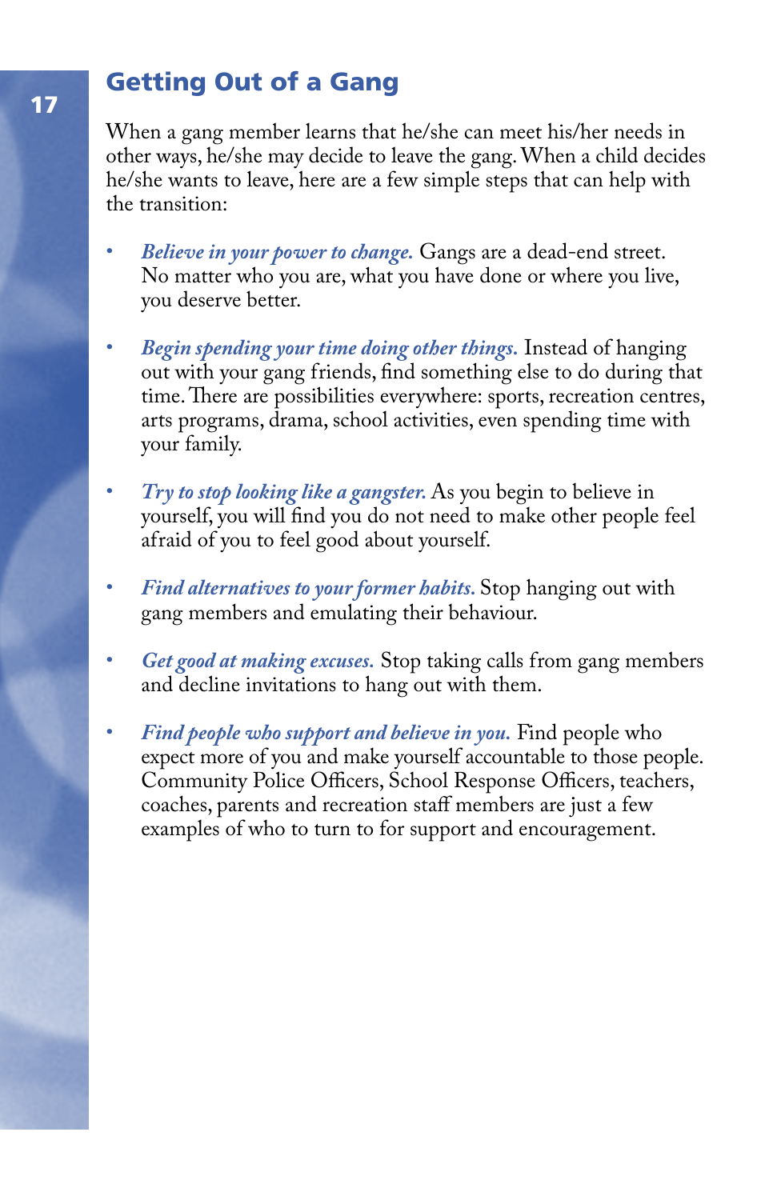## Getting Out of a Gang

When a gang member learns that he/she can meet his/her needs in other ways, he/she may decide to leave the gang. When a child decides he/she wants to leave, here are a few simple steps that can help with the transition:

- *Believe in your power to change.* Gangs are a dead-end street. No matter who you are, what you have done or where you live, you deserve better.
- *Begin spending your time doing other things.* Instead of hanging out with your gang friends, find something else to do during that time. There are possibilities everywhere: sports, recreation centres, arts programs, drama, school activities, even spending time with your family.
- *Try to stop looking like a gangster.* As you begin to believe in yourself, you will find you do not need to make other people feel afraid of you to feel good about yourself.
- *Find alternatives to your former habits.* Stop hanging out with gang members and emulating their behaviour.
- *Get good at making excuses.* Stop taking calls from gang members and decline invitations to hang out with them.
- *Find people who support and believe in you.* Find people who expect more of you and make yourself accountable to those people. Community Police Officers, School Response Officers, teachers, coaches, parents and recreation staff members are just a few examples of who to turn to for support and encouragement.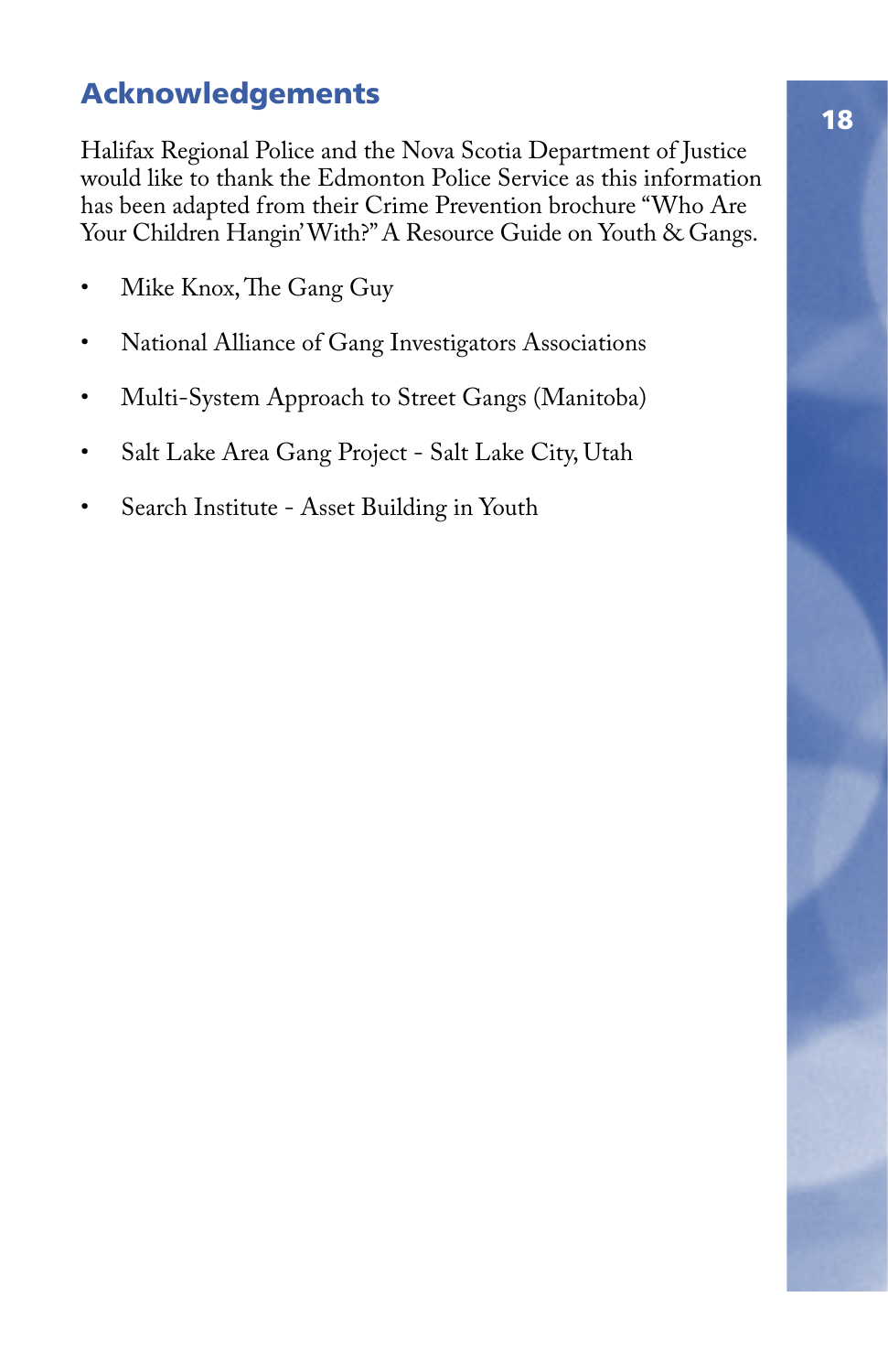## Acknowledgements

Halifax Regional Police and the Nova Scotia Department of Justice would like to thank the Edmonton Police Service as this information has been adapted from their Crime Prevention brochure "Who Are Your Children Hangin' With?" A Resource Guide on Youth & Gangs.

- Mike Knox, The Gang Guy
- National Alliance of Gang Investigators Associations
- Multi-System Approach to Street Gangs (Manitoba)
- Salt Lake Area Gang Project - Salt Lake City, Utah
- Search Institute - Asset Building in Youth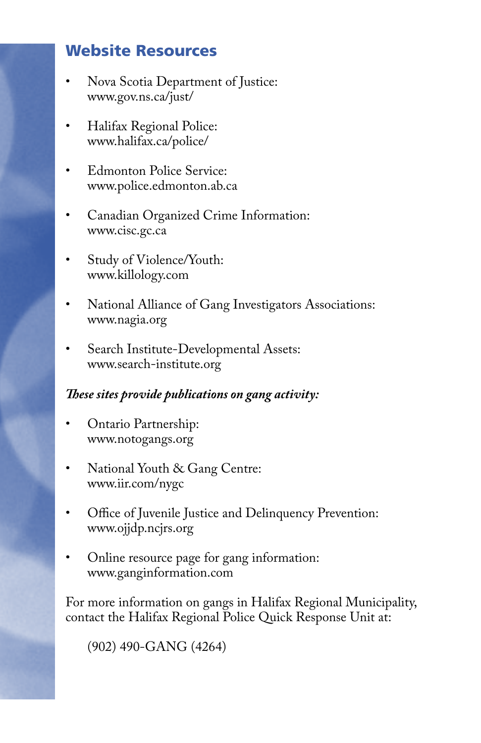## Website Resources

- Nova Scotia Department of Justice:
  www.gov.ns.ca/just/
- Halifax Regional Police:
  www.halifax.ca/police/
- Edmonton Police Service:
  www.police.edmonton.ab.ca
- Canadian Organized Crime Information:
  www.cisc.gc.ca
- Study of Violence/Youth:
  www.killology.com
- National Alliance of Gang Investigators Associations:
  www.nagia.org
- Search Institute-Developmental Assets:
  www.search-institute.org

*These sites provide publications on gang activity:*

- Ontario Partnership:
  www.notogangs.org
- National Youth & Gang Centre:
  www.iir.com/nygc
- Office of Juvenile Justice and Delinquency Prevention:
  www.ojjdp.ncjrs.org
- Online resource page for gang information:
  www.ganginformation.com

For more information on gangs in Halifax Regional Municipality, contact the Halifax Regional Police Quick Response Unit at:

(902) 490-GANG (4264)